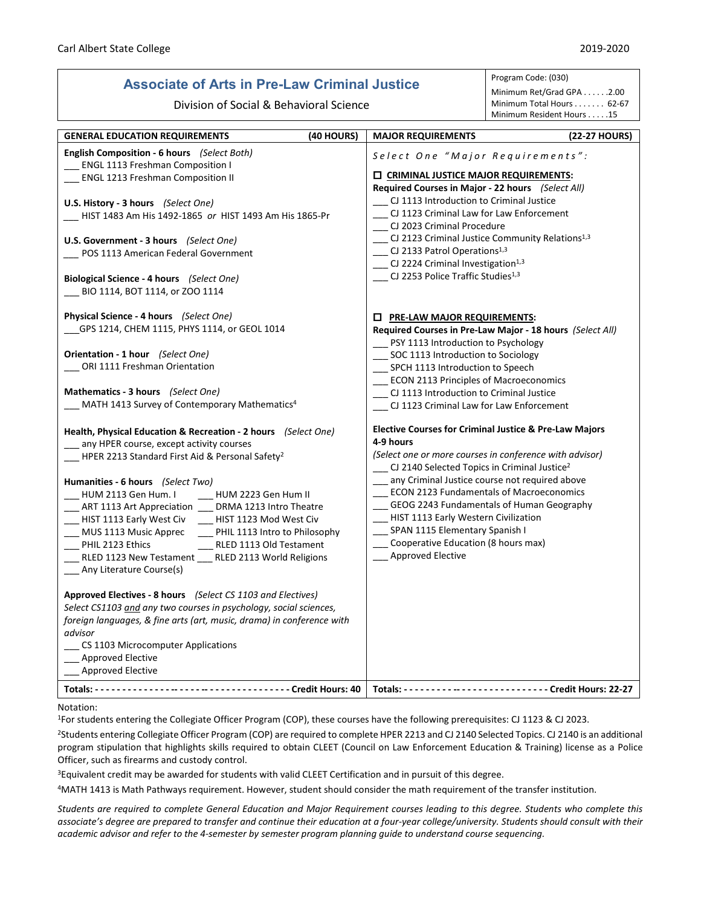Carl Albert State College

2019-2020

# Associate of Arts in Pre-Law Criminal Justice

Division of Social & Behavioral Science

Program Code: (030)
Minimum Ret/Grad GPA . . . . . .2.00
Minimum Total Hours . . . . . . . 62-67
Minimum Resident Hours . . . . .15

## GENERAL EDUCATION REQUIREMENTS (40 HOURS)

**English Composition - 6 hours** *(Select Both)*
___ ENGL 1113 Freshman Composition I
___ ENGL 1213 Freshman Composition II

**U.S. History - 3 hours** *(Select One)*
___ HIST 1483 Am His 1492-1865 *or* HIST 1493 Am His 1865-Pr

**U.S. Government - 3 hours** *(Select One)*
___ POS 1113 American Federal Government

**Biological Science - 4 hours** *(Select One)*
___ BIO 1114, BOT 1114, or ZOO 1114

**Physical Science - 4 hours** *(Select One)*
___GPS 1214, CHEM 1115, PHYS 1114, or GEOL 1014

**Orientation - 1 hour** *(Select One)*
___ ORI 1111 Freshman Orientation

**Mathematics - 3 hours** *(Select One)*
___ MATH 1413 Survey of Contemporary Mathematics[4]

**Health, Physical Education & Recreation - 2 hours** *(Select One)*
___ any HPER course, except activity courses
___ HPER 2213 Standard First Aid & Personal Safety[2]

**Humanities - 6 hours** *(Select Two)*
___ HUM 2113 Gen Hum. I ___ HUM 2223 Gen Hum II
___ ART 1113 Art Appreciation ___ DRMA 1213 Intro Theatre
___ HIST 1113 Early West Civ ___ HIST 1123 Mod West Civ
___ MUS 1113 Music Apprec ___ PHIL 1113 Intro to Philosophy
___ PHIL 2123 Ethics ___ RLED 1113 Old Testament
___ RLED 1123 New Testament ___ RLED 2113 World Religions
___ Any Literature Course(s)

**Approved Electives - 8 hours** *(Select CS 1103 and Electives)*
*Select CS1103 and any two courses in psychology, social sciences, foreign languages, & fine arts (art, music, drama) in conference with advisor*
___ CS 1103 Microcomputer Applications
___ Approved Elective
___ Approved Elective

**Totals: - - - - - - - - - - - - - - - - - - - - - - - - - - - - - - - - - - - - Credit Hours: 40**

## MAJOR REQUIREMENTS (22-27 HOURS)

*Select One "Major Requirements":*

☐ **CRIMINAL JUSTICE MAJOR REQUIREMENTS:**
**Required Courses in Major - 22 hours** *(Select All)*
___ CJ 1113 Introduction to Criminal Justice
___ CJ 1123 Criminal Law for Law Enforcement
___ CJ 2023 Criminal Procedure
___ CJ 2123 Criminal Justice Community Relations[1,3]
___ CJ 2133 Patrol Operations[1,3]
___ CJ 2224 Criminal Investigation[1,3]
___ CJ 2253 Police Traffic Studies[1,3]

☐ **PRE-LAW MAJOR REQUIREMENTS:**
**Required Courses in Pre-Law Major - 18 hours** *(Select All)*
___ PSY 1113 Introduction to Psychology
___ SOC 1113 Introduction to Sociology
___ SPCH 1113 Introduction to Speech
___ ECON 2113 Principles of Macroeconomics
___ CJ 1113 Introduction to Criminal Justice
___ CJ 1123 Criminal Law for Law Enforcement

**Elective Courses for Criminal Justice & Pre-Law Majors 4-9 hours**
*(Select one or more courses in conference with advisor)*
___ CJ 2140 Selected Topics in Criminal Justice[2]
___ any Criminal Justice course not required above
___ ECON 2123 Fundamentals of Macroeconomics
___ GEOG 2243 Fundamentals of Human Geography
___ HIST 1113 Early Western Civilization
___ SPAN 1115 Elementary Spanish I
___ Cooperative Education (8 hours max)
___ Approved Elective

**Totals: - - - - - - - - - - - - - - - - - - - - - - - - - - - - Credit Hours: 22-27**

Notation:

[1]For students entering the Collegiate Officer Program (COP), these courses have the following prerequisites: CJ 1123 & CJ 2023.

[2]Students entering Collegiate Officer Program (COP) are required to complete HPER 2213 and CJ 2140 Selected Topics. CJ 2140 is an additional program stipulation that highlights skills required to obtain CLEET (Council on Law Enforcement Education & Training) license as a Police Officer, such as firearms and custody control.

[3]Equivalent credit may be awarded for students with valid CLEET Certification and in pursuit of this degree.

[4]MATH 1413 is Math Pathways requirement. However, student should consider the math requirement of the transfer institution.

*Students are required to complete General Education and Major Requirement courses leading to this degree. Students who complete this associate's degree are prepared to transfer and continue their education at a four-year college/university. Students should consult with their academic advisor and refer to the 4-semester by semester program planning guide to understand course sequencing.*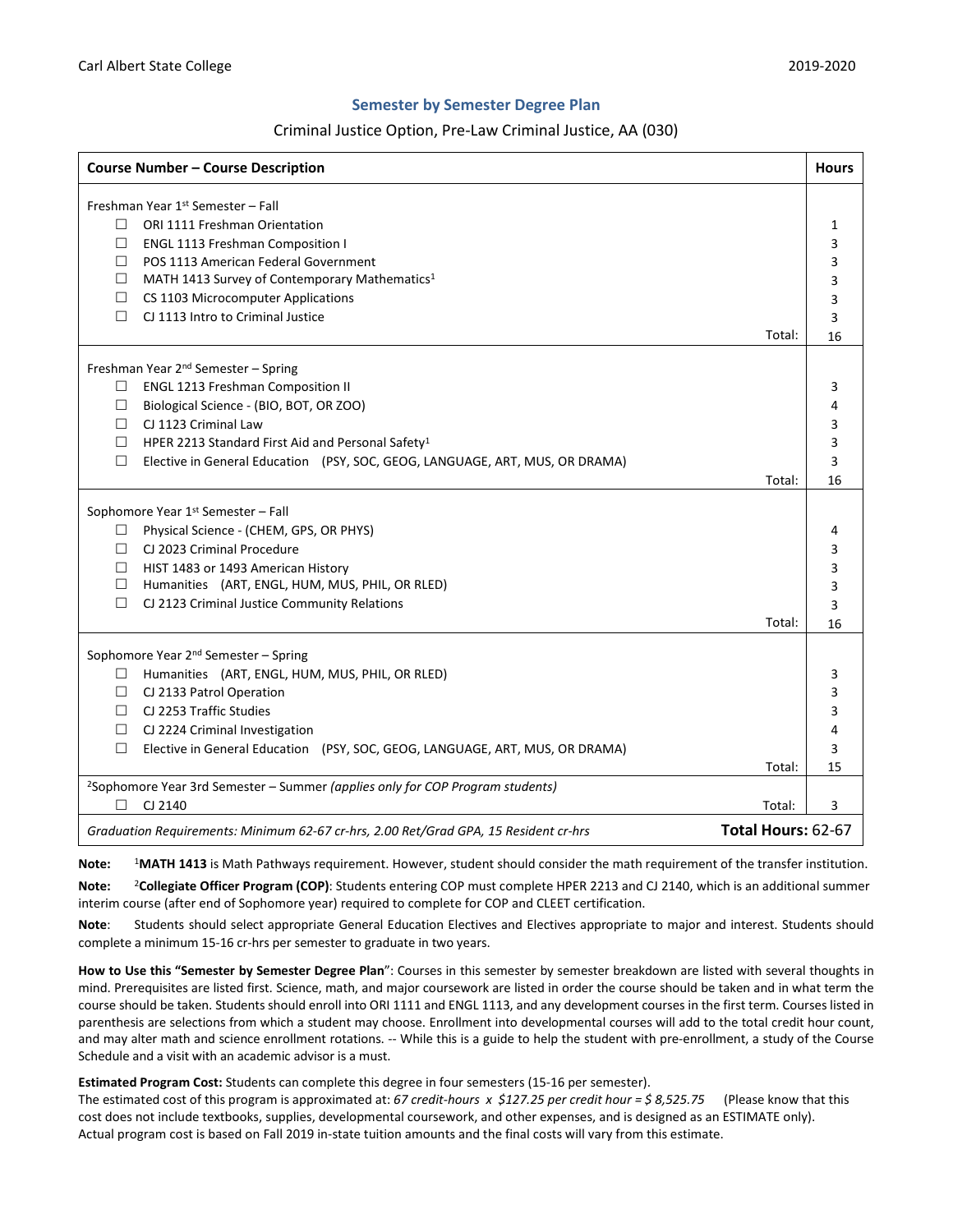Carl Albert State College 2019-2020

## Semester by Semester Degree Plan

Criminal Justice Option, Pre-Law Criminal Justice, AA (030)

| Course Number – Course Description | Hours |
|---|---|
| **Freshman Year 1st Semester – Fall** | |
| ☐ ORI 1111 Freshman Orientation | 1 |
| ☐ ENGL 1113 Freshman Composition I | 3 |
| ☐ POS 1113 American Federal Government | 3 |
| ☐ MATH 1413 Survey of Contemporary Mathematics[1] | 3 |
| ☐ CS 1103 Microcomputer Applications | 3 |
| ☐ CJ 1113 Intro to Criminal Justice | 3 |
| Total: | 16 |
| **Freshman Year 2nd Semester – Spring** | |
| ☐ ENGL 1213 Freshman Composition II | 3 |
| ☐ Biological Science - (BIO, BOT, OR ZOO) | 4 |
| ☐ CJ 1123 Criminal Law | 3 |
| ☐ HPER 2213 Standard First Aid and Personal Safety[1] | 3 |
| ☐ Elective in General Education (PSY, SOC, GEOG, LANGUAGE, ART, MUS, OR DRAMA) | 3 |
| Total: | 16 |
| **Sophomore Year 1st Semester – Fall** | |
| ☐ Physical Science - (CHEM, GPS, OR PHYS) | 4 |
| ☐ CJ 2023 Criminal Procedure | 3 |
| ☐ HIST 1483 or 1493 American History | 3 |
| ☐ Humanities (ART, ENGL, HUM, MUS, PHIL, OR RLED) | 3 |
| ☐ CJ 2123 Criminal Justice Community Relations | 3 |
| Total: | 16 |
| **Sophomore Year 2nd Semester – Spring** | |
| ☐ Humanities (ART, ENGL, HUM, MUS, PHIL, OR RLED) | 3 |
| ☐ CJ 2133 Patrol Operation | 3 |
| ☐ CJ 2253 Traffic Studies | 3 |
| ☐ CJ 2224 Criminal Investigation | 4 |
| ☐ Elective in General Education (PSY, SOC, GEOG, LANGUAGE, ART, MUS, OR DRAMA) | 3 |
| Total: | 15 |
| [2]Sophomore Year 3rd Semester – Summer *(applies only for COP Program students)* | |
| ☐ CJ 2140 Total: | 3 |
| *Graduation Requirements: Minimum 62-67 cr-hrs, 2.00 Ret/Grad GPA, 15 Resident cr-hrs* | **Total Hours:** 62-67 |

**Note:** [1]**MATH 1413** is Math Pathways requirement. However, student should consider the math requirement of the transfer institution.

**Note:** [2]**Collegiate Officer Program (COP)**: Students entering COP must complete HPER 2213 and CJ 2140, which is an additional summer interim course (after end of Sophomore year) required to complete for COP and CLEET certification.

**Note**: Students should select appropriate General Education Electives and Electives appropriate to major and interest. Students should complete a minimum 15-16 cr-hrs per semester to graduate in two years.

**How to Use this "Semester by Semester Degree Plan"**: Courses in this semester by semester breakdown are listed with several thoughts in mind. Prerequisites are listed first. Science, math, and major coursework are listed in order the course should be taken and in what term the course should be taken. Students should enroll into ORI 1111 and ENGL 1113, and any development courses in the first term. Courses listed in parenthesis are selections from which a student may choose. Enrollment into developmental courses will add to the total credit hour count, and may alter math and science enrollment rotations. -- While this is a guide to help the student with pre-enrollment, a study of the Course Schedule and a visit with an academic advisor is a must.

**Estimated Program Cost:** Students can complete this degree in four semesters (15-16 per semester).
The estimated cost of this program is approximated at: *67 credit-hours x $127.25 per credit hour = $ 8,525.75* (Please know that this cost does not include textbooks, supplies, developmental coursework, and other expenses, and is designed as an ESTIMATE only).
Actual program cost is based on Fall 2019 in-state tuition amounts and the final costs will vary from this estimate.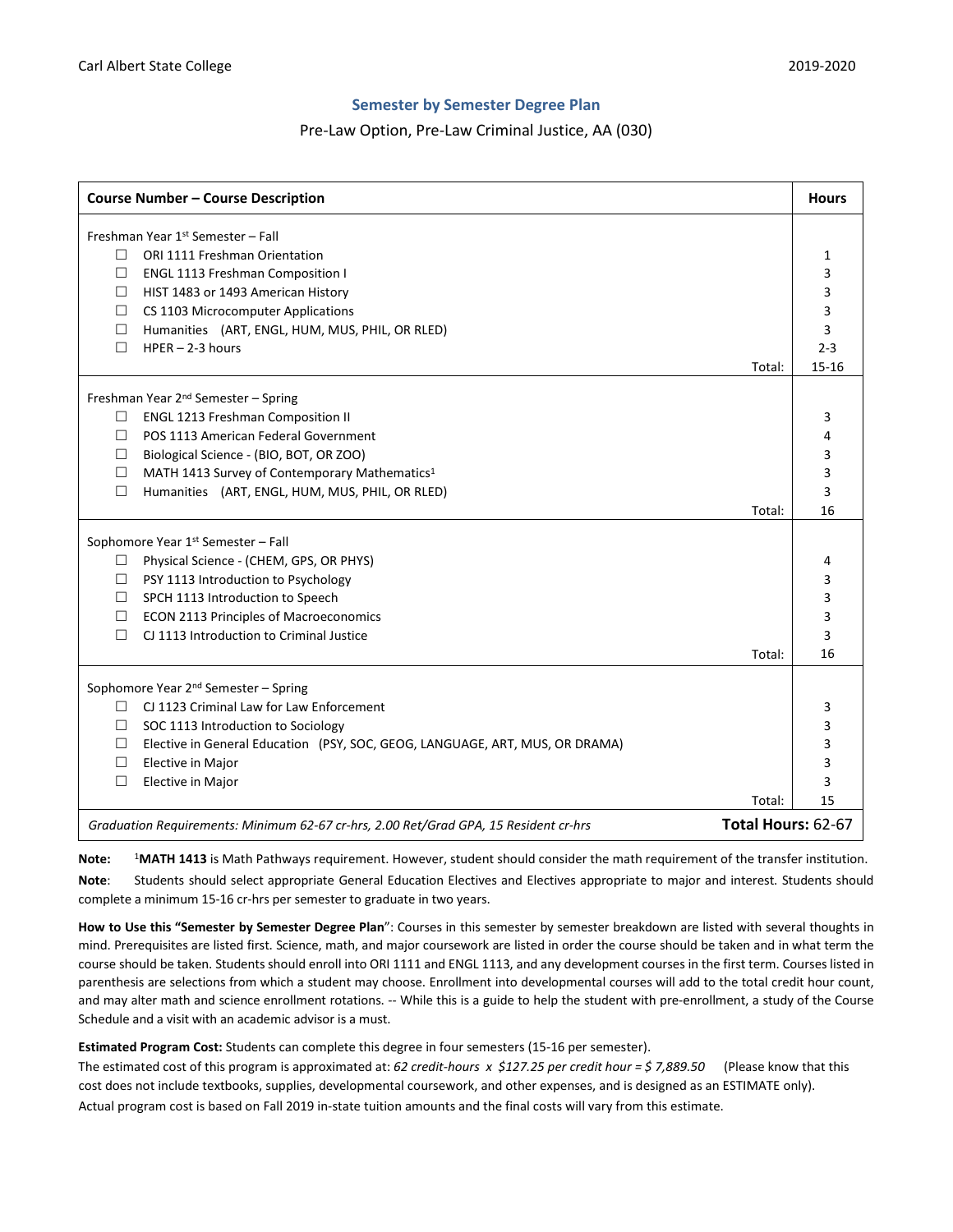Carl Albert State College 2019-2020

## Semester by Semester Degree Plan

Pre-Law Option, Pre-Law Criminal Justice, AA (030)

| Course Number – Course Description | Hours |
|---|---|
| Freshman Year 1st Semester – Fall | |
| ☐ ORI 1111 Freshman Orientation | 1 |
| ☐ ENGL 1113 Freshman Composition I | 3 |
| ☐ HIST 1483 or 1493 American History | 3 |
| ☐ CS 1103 Microcomputer Applications | 3 |
| ☐ Humanities (ART, ENGL, HUM, MUS, PHIL, OR RLED) | 3 |
| ☐ HPER – 2-3 hours | 2-3 |
| Total: | 15-16 |
| Freshman Year 2nd Semester – Spring | |
| ☐ ENGL 1213 Freshman Composition II | 3 |
| ☐ POS 1113 American Federal Government | 4 |
| ☐ Biological Science - (BIO, BOT, OR ZOO) | 3 |
| ☐ MATH 1413 Survey of Contemporary Mathematics[1] | 3 |
| ☐ Humanities (ART, ENGL, HUM, MUS, PHIL, OR RLED) | 3 |
| Total: | 16 |
| Sophomore Year 1st Semester – Fall | |
| ☐ Physical Science - (CHEM, GPS, OR PHYS) | 4 |
| ☐ PSY 1113 Introduction to Psychology | 3 |
| ☐ SPCH 1113 Introduction to Speech | 3 |
| ☐ ECON 2113 Principles of Macroeconomics | 3 |
| ☐ CJ 1113 Introduction to Criminal Justice | 3 |
| Total: | 16 |
| Sophomore Year 2nd Semester – Spring | |
| ☐ CJ 1123 Criminal Law for Law Enforcement | 3 |
| ☐ SOC 1113 Introduction to Sociology | 3 |
| ☐ Elective in General Education (PSY, SOC, GEOG, LANGUAGE, ART, MUS, OR DRAMA) | 3 |
| ☐ Elective in Major | 3 |
| ☐ Elective in Major | 3 |
| Total: | 15 |
| *Graduation Requirements: Minimum 62-67 cr-hrs, 2.00 Ret/Grad GPA, 15 Resident cr-hrs* | **Total Hours:** 62-67 |

**Note:** [1]**MATH 1413** is Math Pathways requirement. However, student should consider the math requirement of the transfer institution.

**Note**: Students should select appropriate General Education Electives and Electives appropriate to major and interest. Students should complete a minimum 15-16 cr-hrs per semester to graduate in two years.

**How to Use this "Semester by Semester Degree Plan"**: Courses in this semester by semester breakdown are listed with several thoughts in mind. Prerequisites are listed first. Science, math, and major coursework are listed in order the course should be taken and in what term the course should be taken. Students should enroll into ORI 1111 and ENGL 1113, and any development courses in the first term. Courses listed in parenthesis are selections from which a student may choose. Enrollment into developmental courses will add to the total credit hour count, and may alter math and science enrollment rotations. -- While this is a guide to help the student with pre-enrollment, a study of the Course Schedule and a visit with an academic advisor is a must.

**Estimated Program Cost:** Students can complete this degree in four semesters (15-16 per semester).
The estimated cost of this program is approximated at: *62 credit-hours x $127.25 per credit hour = $ 7,889.50* (Please know that this cost does not include textbooks, supplies, developmental coursework, and other expenses, and is designed as an ESTIMATE only).
Actual program cost is based on Fall 2019 in-state tuition amounts and the final costs will vary from this estimate.